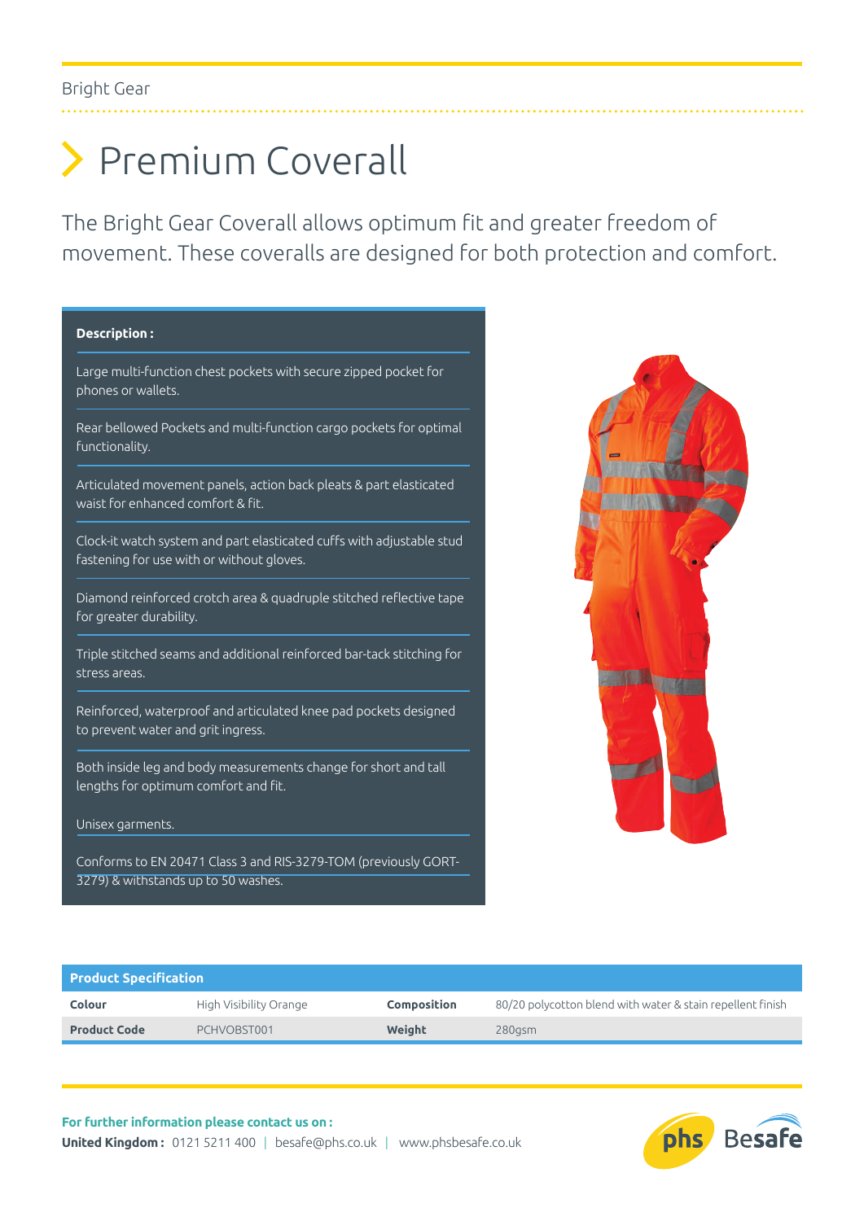Bright Gear

# Premium Coverall

The Bright Gear Coverall allows optimum fit and greater freedom of movement. These coveralls are designed for both protection and comfort.

**Description :**

Large multi-function chest pockets with secure zipped pocket for phones or wallets.

Rear bellowed Pockets and multi-function cargo pockets for optimal functionality.

Articulated movement panels, action back pleats & part elasticated waist for enhanced comfort & fit.

Clock-it watch system and part elasticated cuffs with adjustable stud fastening for use with or without gloves.

Diamond reinforced crotch area & quadruple stitched reflective tape for greater durability.

Triple stitched seams and additional reinforced bar-tack stitching for stress areas.

Reinforced, waterproof and articulated knee pad pockets designed to prevent water and grit ingress.

Both inside leg and body measurements change for short and tall lengths for optimum comfort and fit.

Unisex garments.

Conforms to EN 20471 Class 3 and RIS-3279-TOM (previously GORT-3279) & withstands up to 50 washes.

| Product Specification | | | |
|---|---|---|---|
| **Colour** | High Visibility Orange | **Composition** | 80/20 polycotton blend with water & stain repellent finish |
| **Product Code** | PCHVOBST001 | **Weight** | 280gsm |

**For further information please contact us on :**
**United Kingdom :** 0121 5211 400 | besafe@phs.co.uk | www.phsbesafe.co.uk

phs Besafe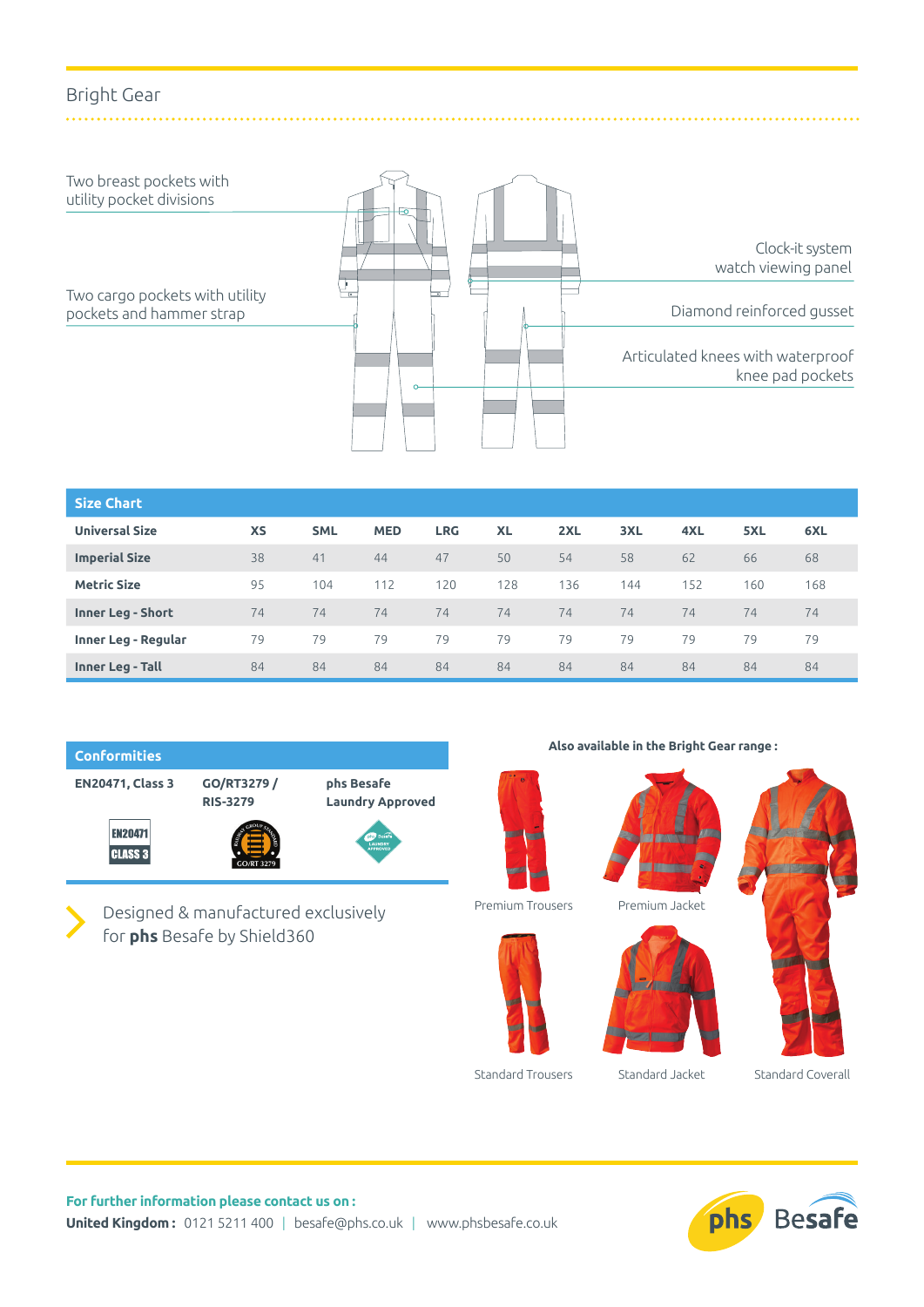## Bright Gear

Two breast pockets with utility pocket divisions

Two cargo pockets with utility pockets and hammer strap

Clock-it system watch viewing panel

Diamond reinforced gusset

Articulated knees with waterproof knee pad pockets

| Size Chart | | | | | | | | | | |
|---|---|---|---|---|---|---|---|---|---|---|
| **Universal Size** | **XS** | **SML** | **MED** | **LRG** | **XL** | **2XL** | **3XL** | **4XL** | **5XL** | **6XL** |
| **Imperial Size** | 38 | 41 | 44 | 47 | 50 | 54 | 58 | 62 | 66 | 68 |
| **Metric Size** | 95 | 104 | 112 | 120 | 128 | 136 | 144 | 152 | 160 | 168 |
| **Inner Leg - Short** | 74 | 74 | 74 | 74 | 74 | 74 | 74 | 74 | 74 | 74 |
| **Inner Leg - Regular** | 79 | 79 | 79 | 79 | 79 | 79 | 79 | 79 | 79 | 79 |
| **Inner Leg - Tall** | 84 | 84 | 84 | 84 | 84 | 84 | 84 | 84 | 84 | 84 |

| Conformities | | |
|---|---|---|
| **EN20471, Class 3** | **GO/RT3279 / RIS-3279** | **phs Besafe Laundry Approved** |

Designed & manufactured exclusively for **phs** Besafe by Shield360

**Also available in the Bright Gear range :**

Premium Trousers

Premium Jacket

Standard Trousers

Standard Jacket

Standard Coverall

**For further information please contact us on :**

**United Kingdom :** 0121 5211 400 | besafe@phs.co.uk | www.phsbesafe.co.uk

phs Besafe